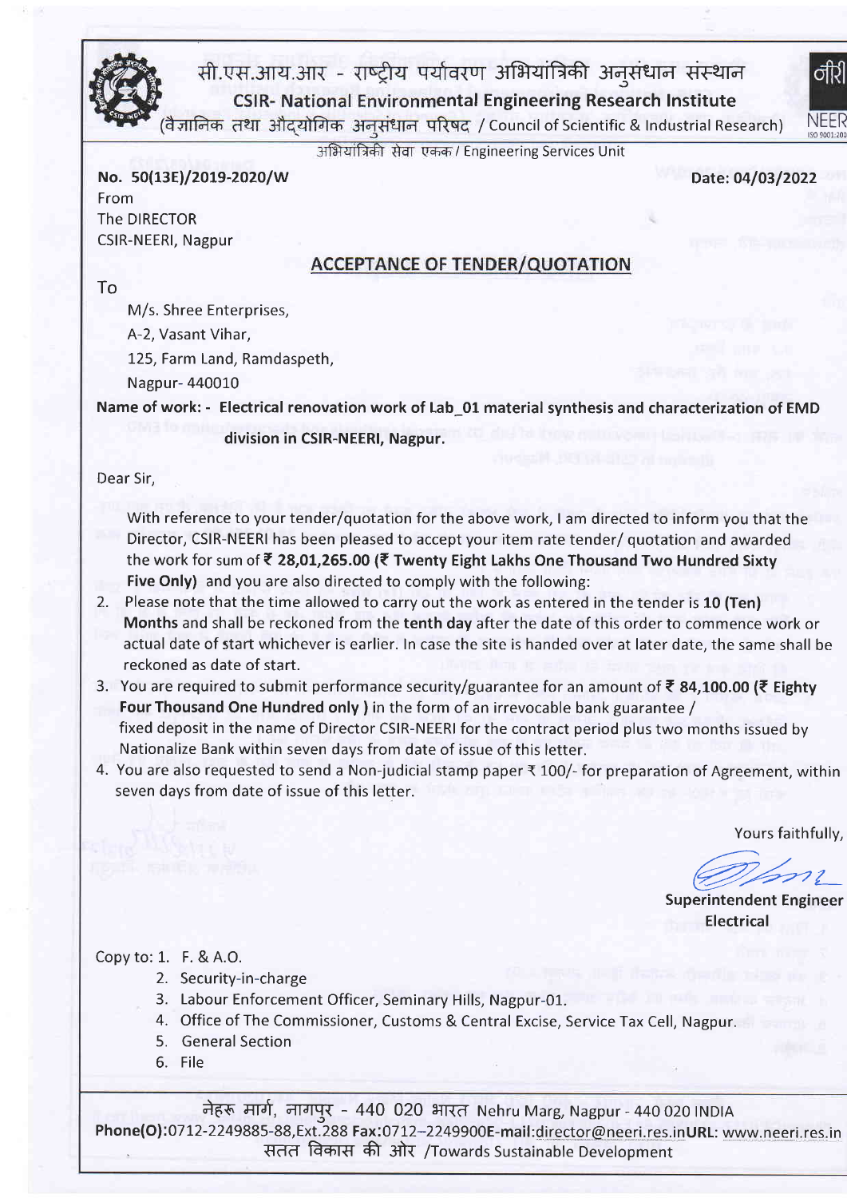सी.एस.आय.आर - राष्ट्रीय पर्यावरण अभियांत्रिकी अनुसंधान संस्थान

**CSIR- National Environmental Engineering Research Institute**

(वैज्ञानिक तथा औद्योगिक अनुसंधान परिषद / Council of Scientific & Industrial Research)

अभियांत्रिकी सेवा एकक / Engineering Services Unit

**No. 50(13E)/2019-2020/W** **Date: 04/03/2022**

From
The DIRECTOR
CSIR-NEERI, Nagpur

## ACCEPTANCE OF TENDER/QUOTATION

To

M/s. Shree Enterprises,
A-2, Vasant Vihar,
125, Farm Land, Ramdaspeth,
Nagpur- 440010

**Name of work: - Electrical renovation work of Lab_01 material synthesis and characterization of EMD division in CSIR-NEERI, Nagpur.**

Dear Sir,

With reference to your tender/quotation for the above work, I am directed to inform you that the Director, CSIR-NEERI has been pleased to accept your item rate tender/ quotation and awarded the work for sum of **₹ 28,01,265.00 (₹ Twenty Eight Lakhs One Thousand Two Hundred Sixty Five Only)** and you are also directed to comply with the following:

2. Please note that the time allowed to carry out the work as entered in the tender is **10 (Ten) Months** and shall be reckoned from the **tenth day** after the date of this order to commence work or actual date of start whichever is earlier. In case the site is handed over at later date, the same shall be reckoned as date of start.
3. You are required to submit performance security/guarantee for an amount of **₹ 84,100.00 (₹ Eighty Four Thousand One Hundred only )** in the form of an irrevocable bank guarantee / fixed deposit in the name of Director CSIR-NEERI for the contract period plus two months issued by Nationalize Bank within seven days from date of issue of this letter.
4. You are also requested to send a Non-judicial stamp paper ₹ 100/- for preparation of Agreement, within seven days from date of issue of this letter.

Yours faithfully,

**Superintendent Engineer**
**Electrical**

Copy to:
1. F. & A.O.
2. Security-in-charge
3. Labour Enforcement Officer, Seminary Hills, Nagpur-01.
4. Office of The Commissioner, Customs & Central Excise, Service Tax Cell, Nagpur.
5. General Section
6. File

नेहरू मार्ग, नागपुर - 440 020 भारत Nehru Marg, Nagpur - 440 020 INDIA
**Phone(O):**0712-2249885-88,Ext.288 **Fax:**0712-2249900**E-mail:**director@neeri.res.in**URL:** www.neeri.res.in
सतत विकास की ओर /Towards Sustainable Development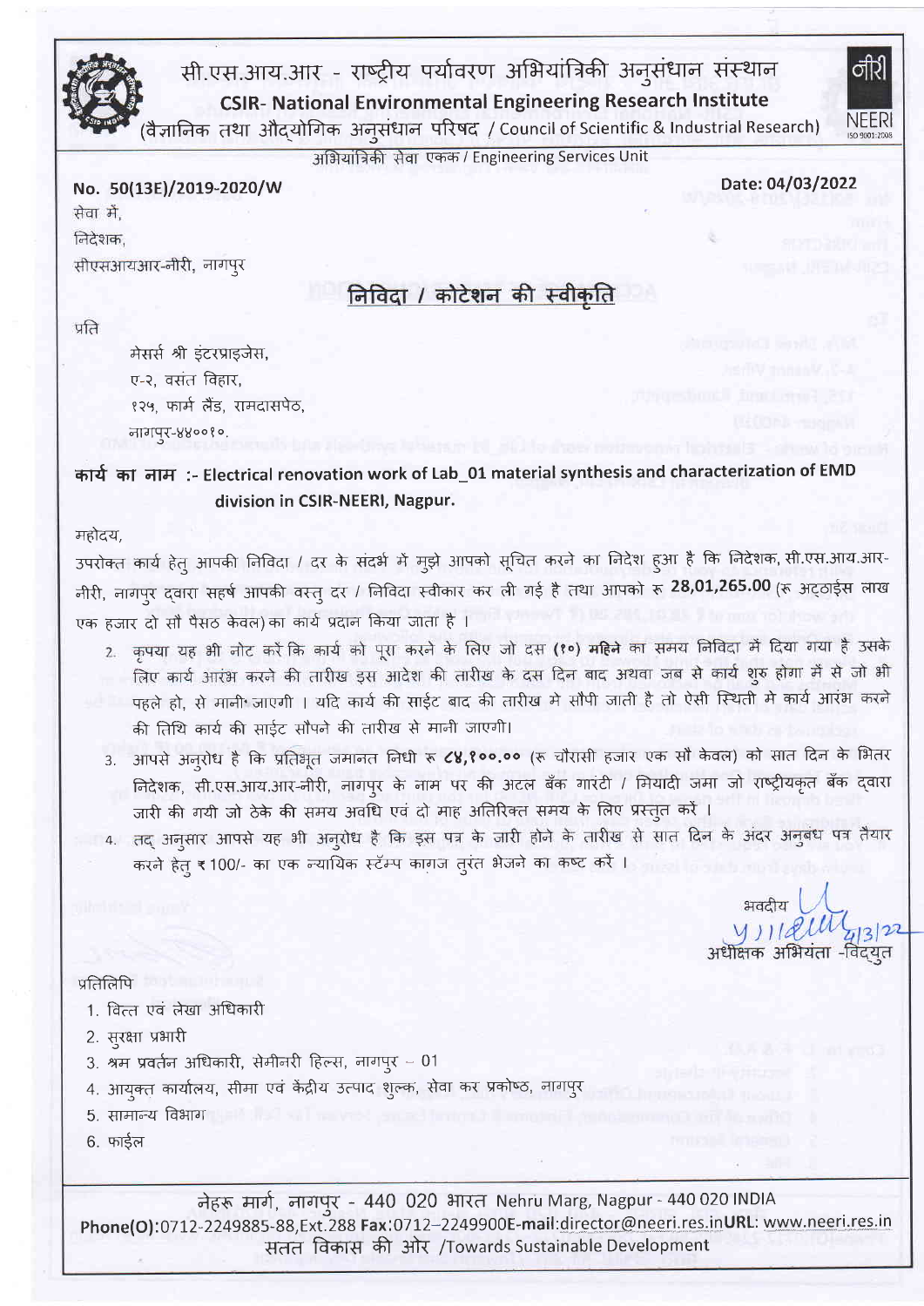सी.एस.आय.आर - राष्ट्रीय पर्यावरण अभियांत्रिकी अनुसंधान संस्थान

**CSIR- National Environmental Engineering Research Institute**

(वैज्ञानिक तथा औद्योगिक अनुसंधान परिषद / Council of Scientific & Industrial Research)

अभियांत्रिकी सेवा एकक / Engineering Services Unit

**No. 50(13E)/2019-2020/W** **Date: 04/03/2022**

सेवा में,
निदेशक,
सीएसआयआर-नीरी, नागपुर

## निविदा / कोटेशन की स्वीकृति

प्रति

मेसर्स श्री इंटरप्राइजेस,
ए-२, वसंत विहार,
१२५, फार्म लैंड, रामदासपेठ,
नागपुर-४४००१०.

**कार्य का नाम :- Electrical renovation work of Lab_01 material synthesis and characterization of EMD division in CSIR-NEERI, Nagpur.**

महोदय,

उपरोक्त कार्य हेतु आपकी निविदा / दर के संदर्भ में मुझे आपको सूचित करने का निदेश हुआ है कि निदेशक, सी.एस.आय.आर-नीरी, नागपुर द्वारा सहर्ष आपकी वस्तु दर / निविदा स्वीकार कर ली गई है तथा आपको रु **28,01,265.00** (रु अट्ठाईस लाख एक हजार दो सौ पैसठ केवल) का कार्य प्रदान किया जाता है।

2. कृपया यह भी नोट करें कि कार्य को पूरा करने के लिए जो दस (**१०) महिने** का समय निविदा में दिया गया है उसके लिए कार्य आरंभ करने की तारीख इस आदेश की तारीख के दस दिन बाद अथवा जब से कार्य शुरु होगा में से जो भी पहले हो, से मानी जाएगी। यदि कार्य की साईट बाद की तारीख मे सौंपी जाती है तो ऐसी स्थिती मे कार्य आरंभ करने की तिथि कार्य की साईट सौंपने की तारीख से मानी जाएगी।
3. आपसे अनुरोध है कि प्रतिभूत जमानत निधी रु ८४,१००.०० (रु चौरासी हजार एक सौ केवल) को सात दिन के भितर निदेशक, सी.एस.आय.आर-नीरी, नागपुर के नाम पर की अटल बँक गारंटी / मियादी जमा जो राष्ट्रीयकृत बँक द्वारा जारी की गयी जो ठेके की समय अवधि एवं दो माह अतिरिक्त समय के लिए प्रस्तुत करें।
4. तद् अनुसार आपसे यह भी अनुरोध है कि इस पत्र के जारी होने के तारीख से सात दिन के अंदर अनुबंध पत्र तैयार करने हेतु ₹ 100/- का एक न्यायिक स्टॅम्प कागज तुरंत भेजने का कष्ट करें।

भवदीय

4/3/22

अधीक्षक अभियंता -विद्युत

प्रतिलिपि

1. वित्त एवं लेखा अधिकारी
2. सुरक्षा प्रभारी
3. श्रम प्रवर्तन अधिकारी, सेमीनरी हिल्स, नागपुर – 01
4. आयुक्त कार्यालय, सीमा एवं केंद्रीय उत्पाद शुल्क, सेवा कर प्रकोष्ठ, नागपुर
5. सामान्य विभाग
6. फाईल

नेहरू मार्ग, नागपुर - 440 020 भारत Nehru Marg, Nagpur - 440 020 INDIA

Phone(O):0712-2249885-88,Ext.288 Fax:0712-2249900E-mail:director@neeri.res.inURL: www.neeri.res.in

सतत विकास की ओर /Towards Sustainable Development